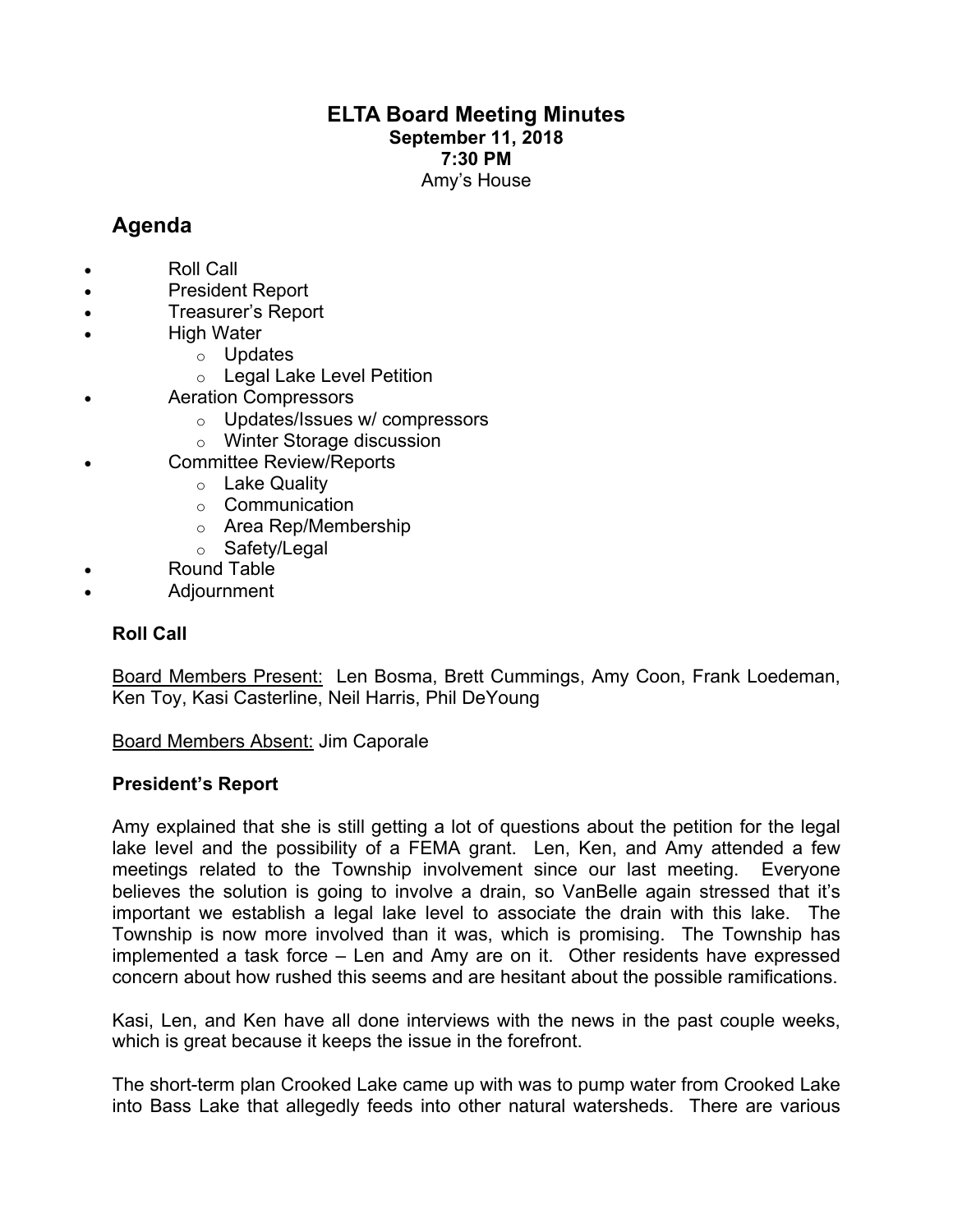# ELTA Board Meeting Minutes

**September 11, 2018**
**7:30 PM**
Amy's House

## Agenda

- Roll Call
- President Report
- Treasurer's Report
- High Water
  - Updates
  - Legal Lake Level Petition
- Aeration Compressors
  - Updates/Issues w/ compressors
  - Winter Storage discussion
- Committee Review/Reports
  - Lake Quality
  - Communication
  - Area Rep/Membership
  - Safety/Legal
- Round Table
- Adjournment

### Roll Call

Board Members Present: Len Bosma, Brett Cummings, Amy Coon, Frank Loedeman, Ken Toy, Kasi Casterline, Neil Harris, Phil DeYoung

Board Members Absent: Jim Caporale

### President's Report

Amy explained that she is still getting a lot of questions about the petition for the legal lake level and the possibility of a FEMA grant. Len, Ken, and Amy attended a few meetings related to the Township involvement since our last meeting. Everyone believes the solution is going to involve a drain, so VanBelle again stressed that it's important we establish a legal lake level to associate the drain with this lake. The Township is now more involved than it was, which is promising. The Township has implemented a task force – Len and Amy are on it. Other residents have expressed concern about how rushed this seems and are hesitant about the possible ramifications.

Kasi, Len, and Ken have all done interviews with the news in the past couple weeks, which is great because it keeps the issue in the forefront.

The short-term plan Crooked Lake came up with was to pump water from Crooked Lake into Bass Lake that allegedly feeds into other natural watersheds. There are various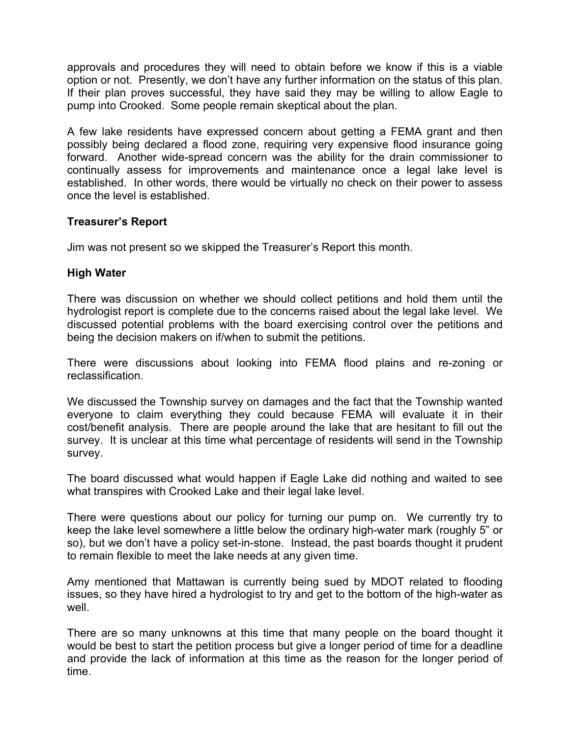approvals and procedures they will need to obtain before we know if this is a viable option or not. Presently, we don't have any further information on the status of this plan. If their plan proves successful, they have said they may be willing to allow Eagle to pump into Crooked. Some people remain skeptical about the plan.

A few lake residents have expressed concern about getting a FEMA grant and then possibly being declared a flood zone, requiring very expensive flood insurance going forward. Another wide-spread concern was the ability for the drain commissioner to continually assess for improvements and maintenance once a legal lake level is established. In other words, there would be virtually no check on their power to assess once the level is established.

**Treasurer's Report**

Jim was not present so we skipped the Treasurer's Report this month.

**High Water**

There was discussion on whether we should collect petitions and hold them until the hydrologist report is complete due to the concerns raised about the legal lake level. We discussed potential problems with the board exercising control over the petitions and being the decision makers on if/when to submit the petitions.

There were discussions about looking into FEMA flood plains and re-zoning or reclassification.

We discussed the Township survey on damages and the fact that the Township wanted everyone to claim everything they could because FEMA will evaluate it in their cost/benefit analysis. There are people around the lake that are hesitant to fill out the survey. It is unclear at this time what percentage of residents will send in the Township survey.

The board discussed what would happen if Eagle Lake did nothing and waited to see what transpires with Crooked Lake and their legal lake level.

There were questions about our policy for turning our pump on. We currently try to keep the lake level somewhere a little below the ordinary high-water mark (roughly 5" or so), but we don't have a policy set-in-stone. Instead, the past boards thought it prudent to remain flexible to meet the lake needs at any given time.

Amy mentioned that Mattawan is currently being sued by MDOT related to flooding issues, so they have hired a hydrologist to try and get to the bottom of the high-water as well.

There are so many unknowns at this time that many people on the board thought it would be best to start the petition process but give a longer period of time for a deadline and provide the lack of information at this time as the reason for the longer period of time.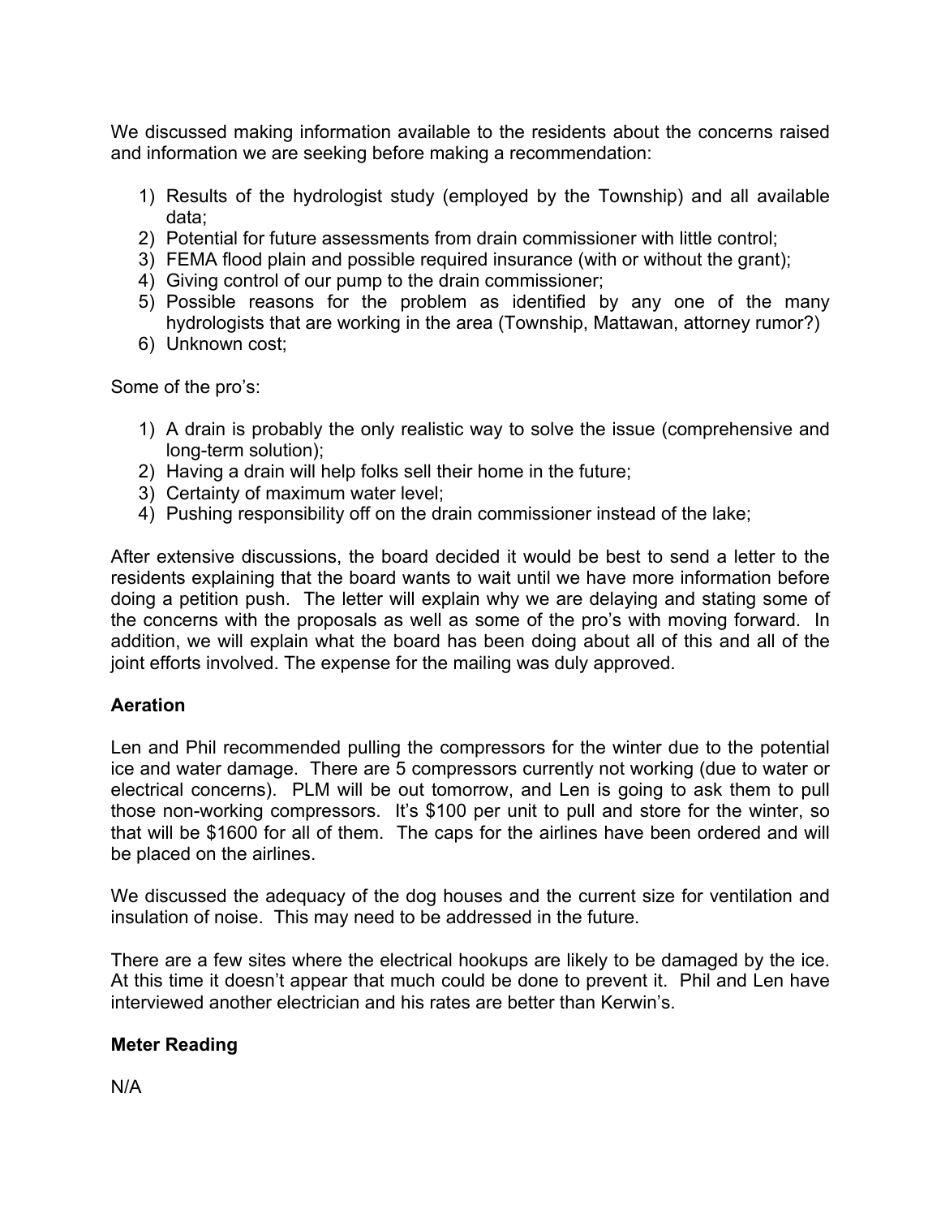We discussed making information available to the residents about the concerns raised and information we are seeking before making a recommendation:

1) Results of the hydrologist study (employed by the Township) and all available data;
2) Potential for future assessments from drain commissioner with little control;
3) FEMA flood plain and possible required insurance (with or without the grant);
4) Giving control of our pump to the drain commissioner;
5) Possible reasons for the problem as identified by any one of the many hydrologists that are working in the area (Township, Mattawan, attorney rumor?)
6) Unknown cost;

Some of the pro's:

1) A drain is probably the only realistic way to solve the issue (comprehensive and long-term solution);
2) Having a drain will help folks sell their home in the future;
3) Certainty of maximum water level;
4) Pushing responsibility off on the drain commissioner instead of the lake;

After extensive discussions, the board decided it would be best to send a letter to the residents explaining that the board wants to wait until we have more information before doing a petition push. The letter will explain why we are delaying and stating some of the concerns with the proposals as well as some of the pro's with moving forward. In addition, we will explain what the board has been doing about all of this and all of the joint efforts involved. The expense for the mailing was duly approved.

**Aeration**

Len and Phil recommended pulling the compressors for the winter due to the potential ice and water damage. There are 5 compressors currently not working (due to water or electrical concerns). PLM will be out tomorrow, and Len is going to ask them to pull those non-working compressors. It's $100 per unit to pull and store for the winter, so that will be $1600 for all of them. The caps for the airlines have been ordered and will be placed on the airlines.

We discussed the adequacy of the dog houses and the current size for ventilation and insulation of noise. This may need to be addressed in the future.

There are a few sites where the electrical hookups are likely to be damaged by the ice. At this time it doesn't appear that much could be done to prevent it. Phil and Len have interviewed another electrician and his rates are better than Kerwin's.

**Meter Reading**

N/A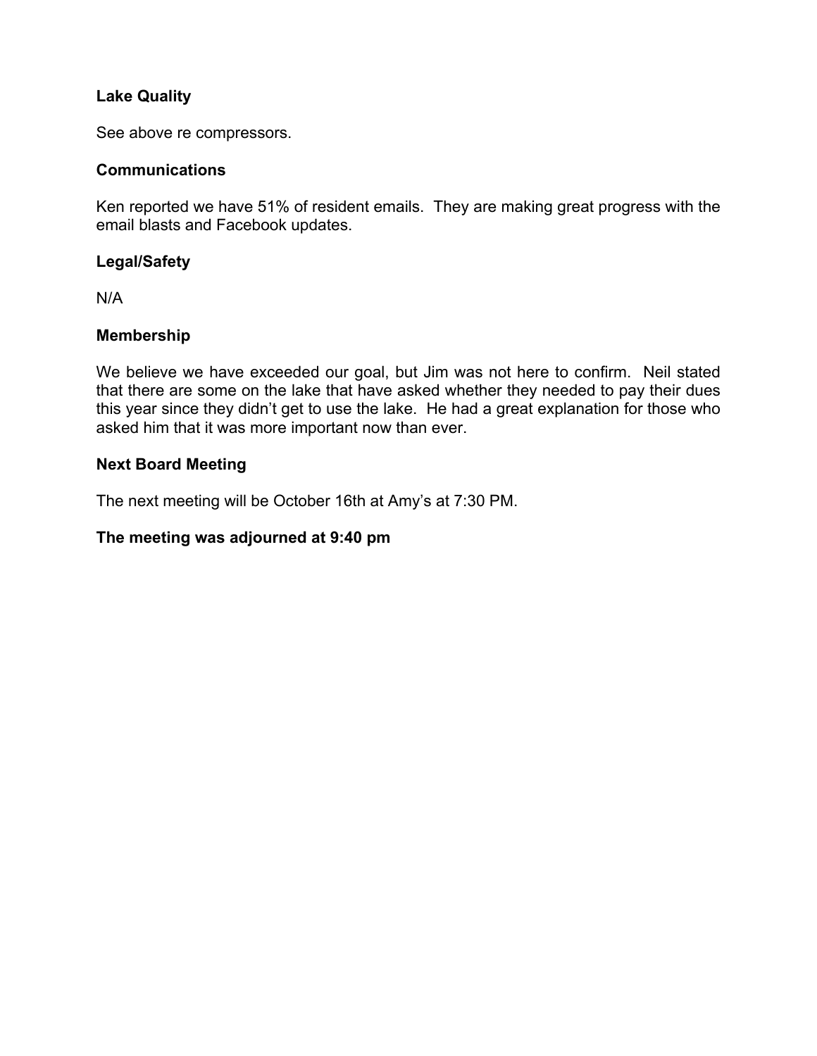**Lake Quality**

See above re compressors.

**Communications**

Ken reported we have 51% of resident emails. They are making great progress with the email blasts and Facebook updates.

**Legal/Safety**

N/A

**Membership**

We believe we have exceeded our goal, but Jim was not here to confirm. Neil stated that there are some on the lake that have asked whether they needed to pay their dues this year since they didn't get to use the lake. He had a great explanation for those who asked him that it was more important now than ever.

**Next Board Meeting**

The next meeting will be October 16th at Amy's at 7:30 PM.

**The meeting was adjourned at 9:40 pm**